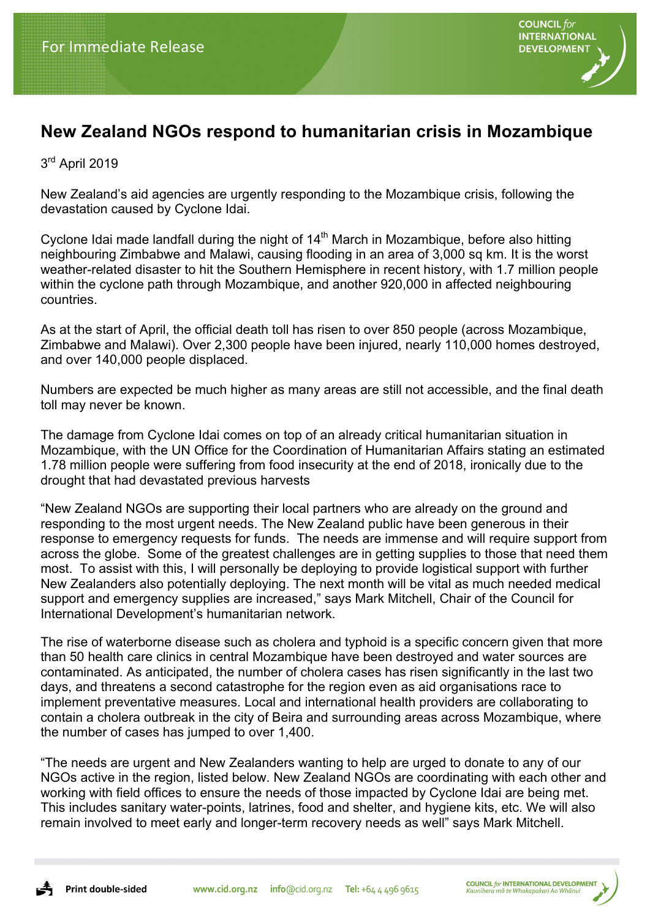For Immediate Release

# New Zealand NGOs respond to humanitarian crisis in Mozambique

3rd April 2019

New Zealand's aid agencies are urgently responding to the Mozambique crisis, following the devastation caused by Cyclone Idai.

Cyclone Idai made landfall during the night of 14th March in Mozambique, before also hitting neighbouring Zimbabwe and Malawi, causing flooding in an area of 3,000 sq km. It is the worst weather-related disaster to hit the Southern Hemisphere in recent history, with 1.7 million people within the cyclone path through Mozambique, and another 920,000 in affected neighbouring countries.

As at the start of April, the official death toll has risen to over 850 people (across Mozambique, Zimbabwe and Malawi). Over 2,300 people have been injured, nearly 110,000 homes destroyed, and over 140,000 people displaced.

Numbers are expected be much higher as many areas are still not accessible, and the final death toll may never be known.

The damage from Cyclone Idai comes on top of an already critical humanitarian situation in Mozambique, with the UN Office for the Coordination of Humanitarian Affairs stating an estimated 1.78 million people were suffering from food insecurity at the end of 2018, ironically due to the drought that had devastated previous harvests

"New Zealand NGOs are supporting their local partners who are already on the ground and responding to the most urgent needs. The New Zealand public have been generous in their response to emergency requests for funds. The needs are immense and will require support from across the globe. Some of the greatest challenges are in getting supplies to those that need them most. To assist with this, I will personally be deploying to provide logistical support with further New Zealanders also potentially deploying. The next month will be vital as much needed medical support and emergency supplies are increased," says Mark Mitchell, Chair of the Council for International Development's humanitarian network.

The rise of waterborne disease such as cholera and typhoid is a specific concern given that more than 50 health care clinics in central Mozambique have been destroyed and water sources are contaminated. As anticipated, the number of cholera cases has risen significantly in the last two days, and threatens a second catastrophe for the region even as aid organisations race to implement preventative measures. Local and international health providers are collaborating to contain a cholera outbreak in the city of Beira and surrounding areas across Mozambique, where the number of cases has jumped to over 1,400.

"The needs are urgent and New Zealanders wanting to help are urged to donate to any of our NGOs active in the region, listed below. New Zealand NGOs are coordinating with each other and working with field offices to ensure the needs of those impacted by Cyclone Idai are being met. This includes sanitary water-points, latrines, food and shelter, and hygiene kits, etc. We will also remain involved to meet early and longer-term recovery needs as well" says Mark Mitchell.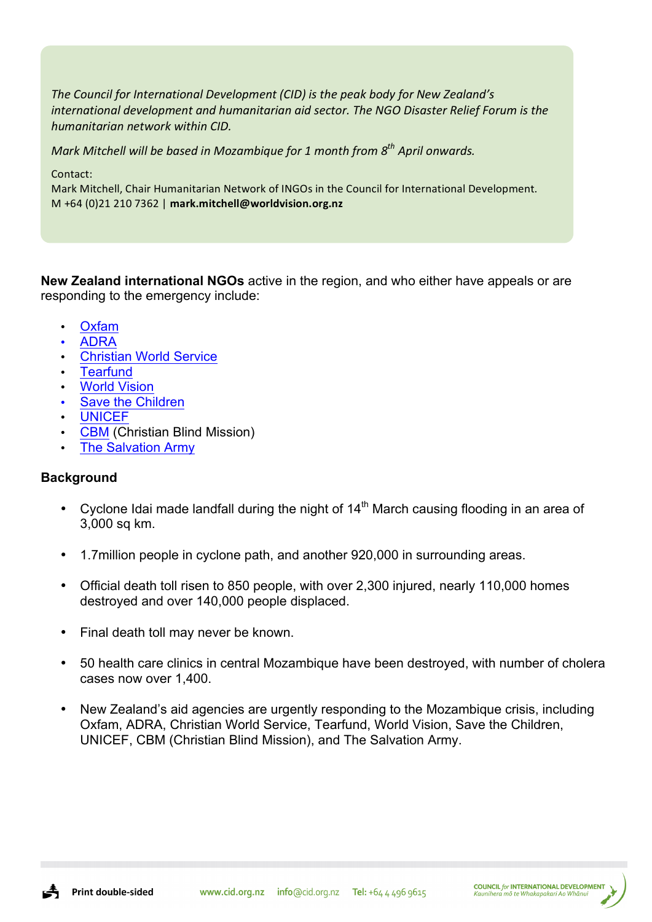*The Council for International Development (CID) is the peak body for New Zealand's international development and humanitarian aid sector. The NGO Disaster Relief Forum is the humanitarian network within CID.*

*Mark Mitchell will be based in Mozambique for 1 month from 8th April onwards.*

Contact:
Mark Mitchell, Chair Humanitarian Network of INGOs in the Council for International Development.
M +64 (0)21 210 7362 | **mark.mitchell@worldvision.org.nz**

**New Zealand international NGOs** active in the region, and who either have appeals or are responding to the emergency include:

- Oxfam
- ADRA
- Christian World Service
- Tearfund
- World Vision
- Save the Children
- UNICEF
- CBM (Christian Blind Mission)
- The Salvation Army

**Background**

- Cyclone Idai made landfall during the night of 14th March causing flooding in an area of 3,000 sq km.
- 1.7million people in cyclone path, and another 920,000 in surrounding areas.
- Official death toll risen to 850 people, with over 2,300 injured, nearly 110,000 homes destroyed and over 140,000 people displaced.
- Final death toll may never be known.
- 50 health care clinics in central Mozambique have been destroyed, with number of cholera cases now over 1,400.
- New Zealand's aid agencies are urgently responding to the Mozambique crisis, including Oxfam, ADRA, Christian World Service, Tearfund, World Vision, Save the Children, UNICEF, CBM (Christian Blind Mission), and The Salvation Army.